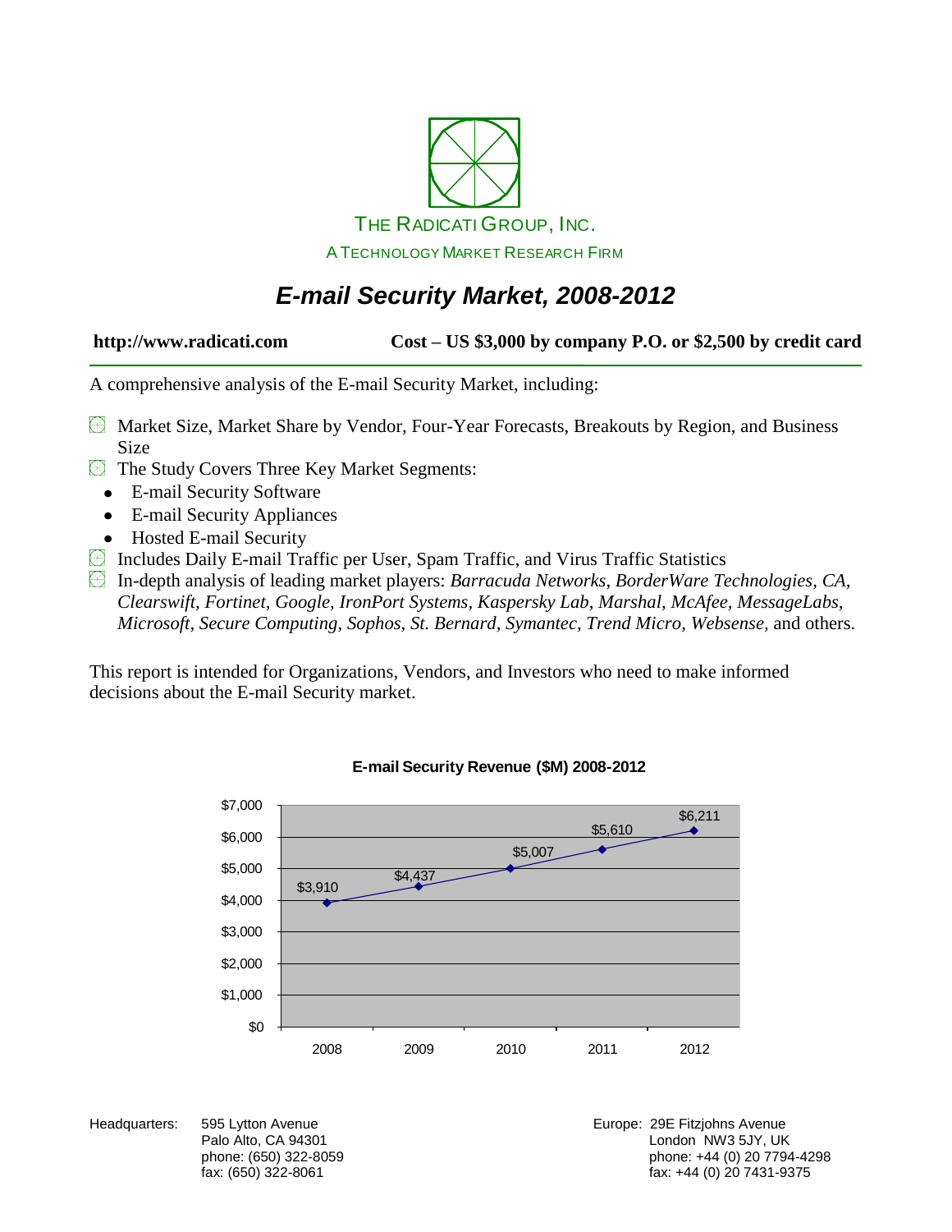THE RADICATI GROUP, INC.

A TECHNOLOGY MARKET RESEARCH FIRM

# *E-mail Security Market, 2008-2012*

**http://www.radicati.com** **Cost – US $3,000 by company P.O. or $2,500 by credit card**

A comprehensive analysis of the E-mail Security Market, including:

- Market Size, Market Share by Vendor, Four-Year Forecasts, Breakouts by Region, and Business Size
- The Study Covers Three Key Market Segments:
  - E-mail Security Software
  - E-mail Security Appliances
  - Hosted E-mail Security
- Includes Daily E-mail Traffic per User, Spam Traffic, and Virus Traffic Statistics
- In-depth analysis of leading market players: *Barracuda Networks, BorderWare Technologies, CA, Clearswift, Fortinet, Google, IronPort Systems, Kaspersky Lab, Marshal, McAfee, MessageLabs, Microsoft, Secure Computing, Sophos, St. Bernard, Symantec, Trend Micro, Websense,* and others.

This report is intended for Organizations, Vendors, and Investors who need to make informed decisions about the E-mail Security market.

**E-mail Security Revenue ($M) 2008-2012**

| Year | Revenue ($M) |
|---|---|
| 2008 | $3,910 |
| 2009 | $4,437 |
| 2010 | $5,007 |
| 2011 | $5,610 |
| 2012 | $6,211 |

Headquarters: 595 Lytton Avenue
Palo Alto, CA 94301
phone: (650) 322-8059
fax: (650) 322-8061

Europe: 29E Fitzjohns Avenue
London NW3 5JY, UK
phone: +44 (0) 20 7794-4298
fax: +44 (0) 20 7431-9375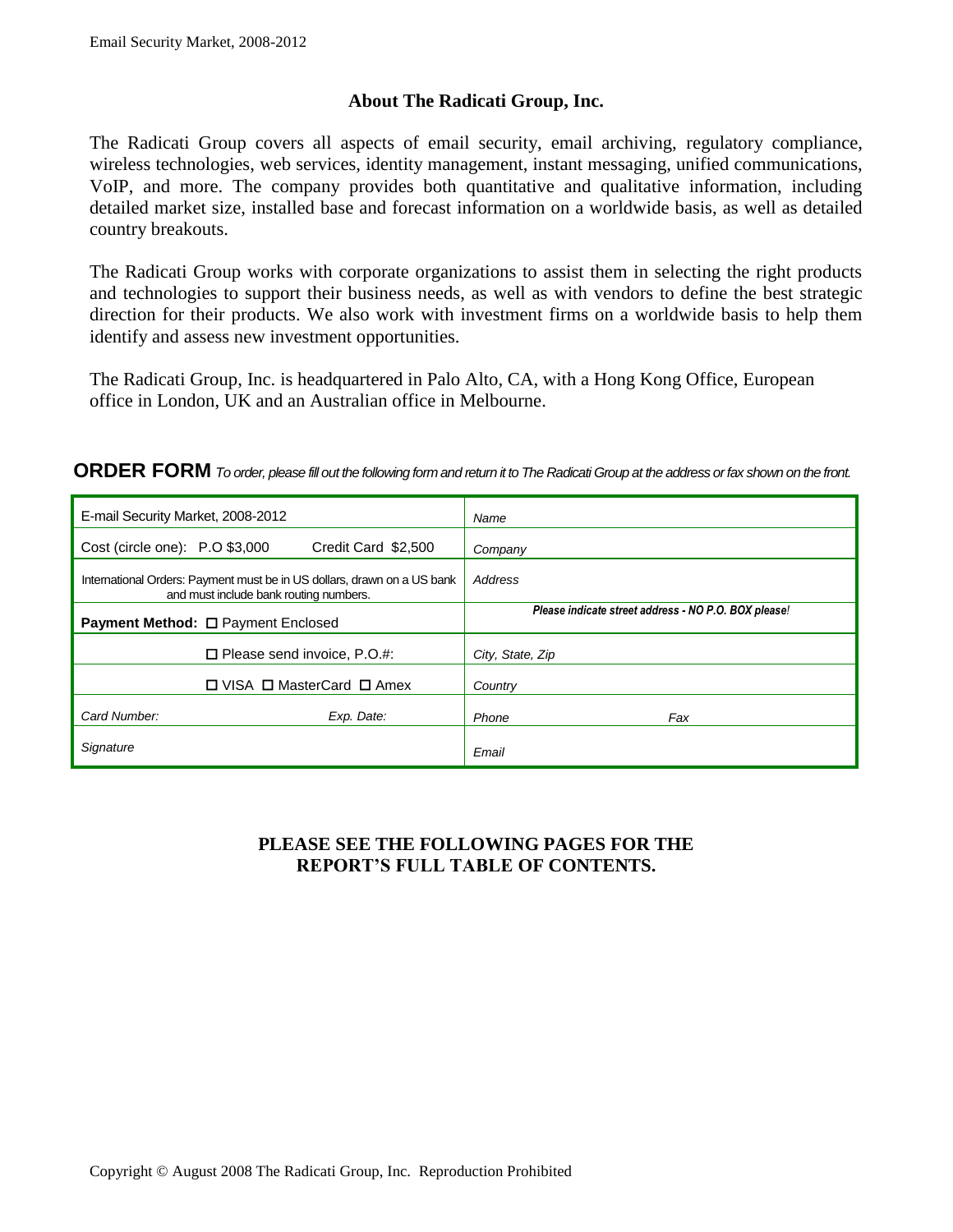## About The Radicati Group, Inc.

The Radicati Group covers all aspects of email security, email archiving, regulatory compliance, wireless technologies, web services, identity management, instant messaging, unified communications, VoIP, and more. The company provides both quantitative and qualitative information, including detailed market size, installed base and forecast information on a worldwide basis, as well as detailed country breakouts.

The Radicati Group works with corporate organizations to assist them in selecting the right products and technologies to support their business needs, as well as with vendors to define the best strategic direction for their products. We also work with investment firms on a worldwide basis to help them identify and assess new investment opportunities.

The Radicati Group, Inc. is headquartered in Palo Alto, CA, with a Hong Kong Office, European office in London, UK and an Australian office in Melbourne.

**ORDER FORM** *To order, please fill out the following form and return it to The Radicati Group at the address or fax shown on the front.*

| | |
|---|---|
| E-mail Security Market, 2008-2012 | *Name* |
| Cost (circle one): P.O $3,000 Credit Card $2,500 | *Company* |
| International Orders: Payment must be in US dollars, drawn on a US bank and must include bank routing numbers. | *Address* |
| **Payment Method:** ☐ Payment Enclosed | ***Please indicate street address - NO P.O. BOX please!*** |
| ☐ Please send invoice, P.O.#: | *City, State, Zip* |
| ☐ VISA ☐ MasterCard ☐ Amex | *Country* |
| *Card Number:* *Exp. Date:* | *Phone* *Fax* |
| *Signature* | *Email* |

**PLEASE SEE THE FOLLOWING PAGES FOR THE REPORT'S FULL TABLE OF CONTENTS.**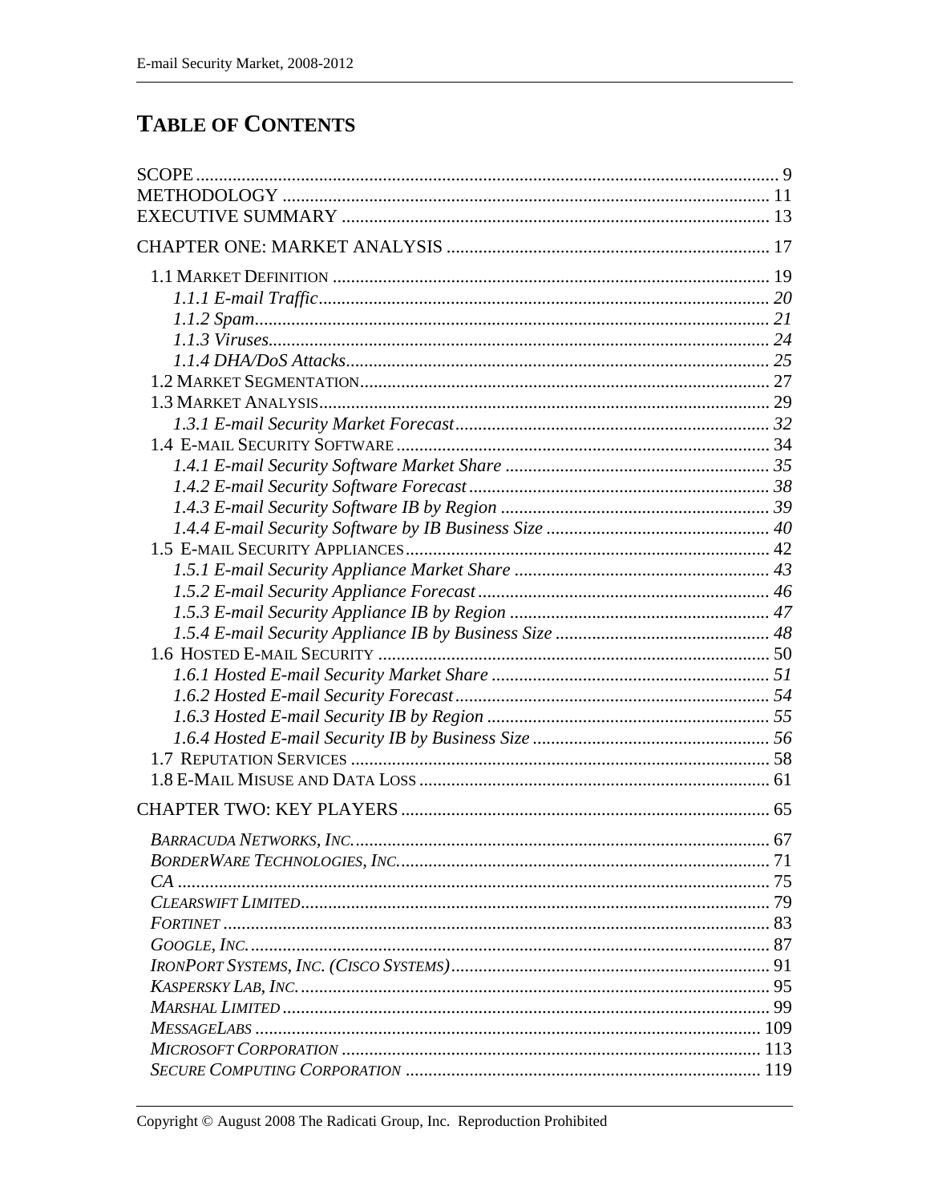# TABLE OF CONTENTS

SCOPE ... 9
METHODOLOGY ... 11
EXECUTIVE SUMMARY ... 13

CHAPTER ONE: MARKET ANALYSIS ... 17

- 1.1 MARKET DEFINITION ... 19
  - *1.1.1 E-mail Traffic ... 20*
  - *1.1.2 Spam ... 21*
  - *1.1.3 Viruses ... 24*
  - *1.1.4 DHA/DoS Attacks ... 25*
- 1.2 MARKET SEGMENTATION ... 27
- 1.3 MARKET ANALYSIS ... 29
  - *1.3.1 E-mail Security Market Forecast ... 32*
- 1.4 E-MAIL SECURITY SOFTWARE ... 34
  - *1.4.1 E-mail Security Software Market Share ... 35*
  - *1.4.2 E-mail Security Software Forecast ... 38*
  - *1.4.3 E-mail Security Software IB by Region ... 39*
  - *1.4.4 E-mail Security Software by IB Business Size ... 40*
- 1.5 E-MAIL SECURITY APPLIANCES ... 42
  - *1.5.1 E-mail Security Appliance Market Share ... 43*
  - *1.5.2 E-mail Security Appliance Forecast ... 46*
  - *1.5.3 E-mail Security Appliance IB by Region ... 47*
  - *1.5.4 E-mail Security Appliance IB by Business Size ... 48*
- 1.6 HOSTED E-MAIL SECURITY ... 50
  - *1.6.1 Hosted E-mail Security Market Share ... 51*
  - *1.6.2 Hosted E-mail Security Forecast ... 54*
  - *1.6.3 Hosted E-mail Security IB by Region ... 55*
  - *1.6.4 Hosted E-mail Security IB by Business Size ... 56*
- 1.7 REPUTATION SERVICES ... 58
- 1.8 E-MAIL MISUSE AND DATA LOSS ... 61

CHAPTER TWO: KEY PLAYERS ... 65

- *BARRACUDA NETWORKS, INC.* ... 67
- *BORDERWARE TECHNOLOGIES, INC.* ... 71
- *CA* ... 75
- *CLEARSWIFT LIMITED* ... 79
- *FORTINET* ... 83
- *GOOGLE, INC.* ... 87
- *IRONPORT SYSTEMS, INC. (CISCO SYSTEMS)* ... 91
- *KASPERSKY LAB, INC.* ... 95
- *MARSHAL LIMITED* ... 99
- *MESSAGELABS* ... 109
- *MICROSOFT CORPORATION* ... 113
- *SECURE COMPUTING CORPORATION* ... 119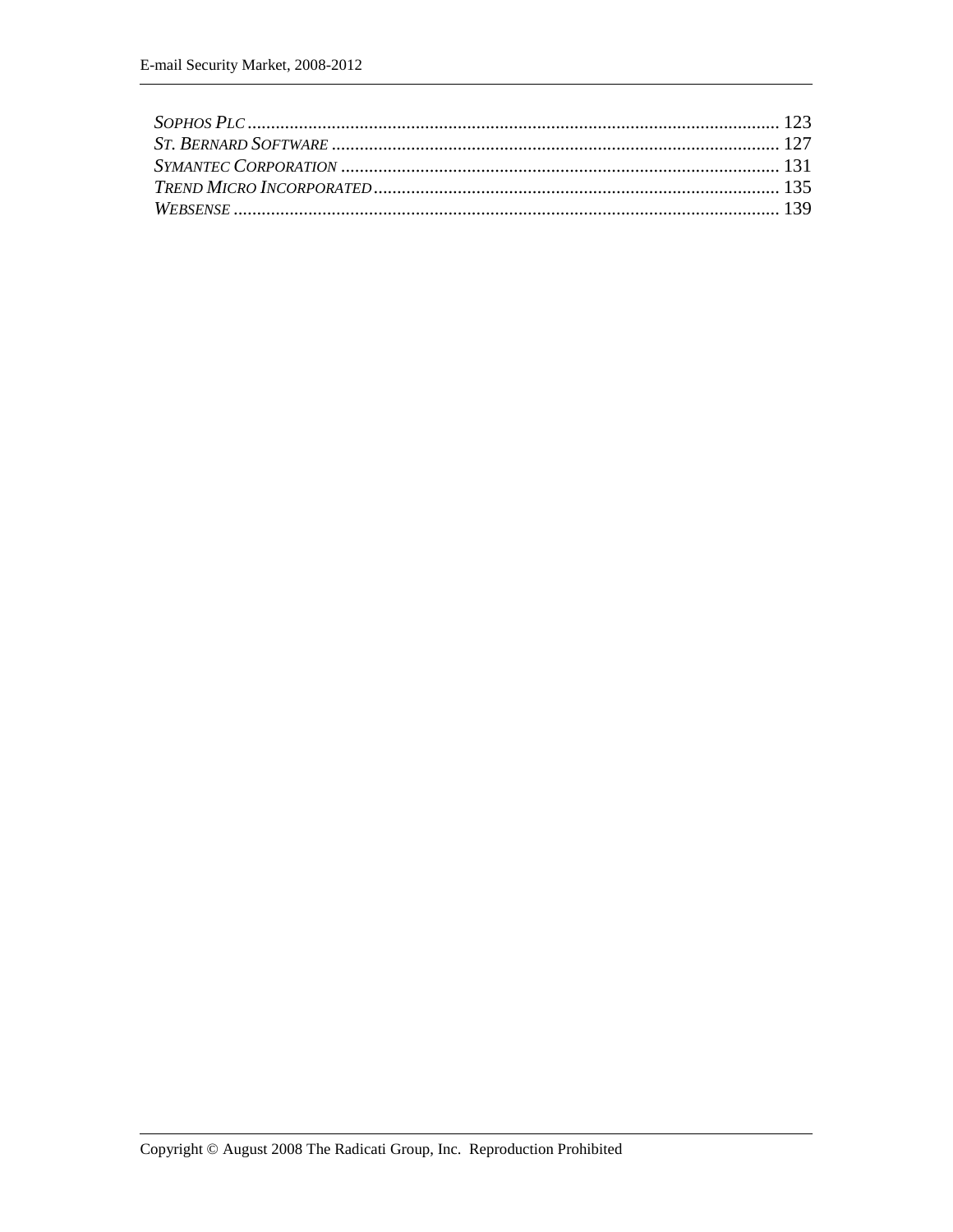*Sophos Plc* ................................................................................................................ 123
*St. Bernard Software* ............................................................................................... 127
*Symantec Corporation* ............................................................................................ 131
*Trend Micro Incorporated* ...................................................................................... 135
*Websense* ................................................................................................................... 139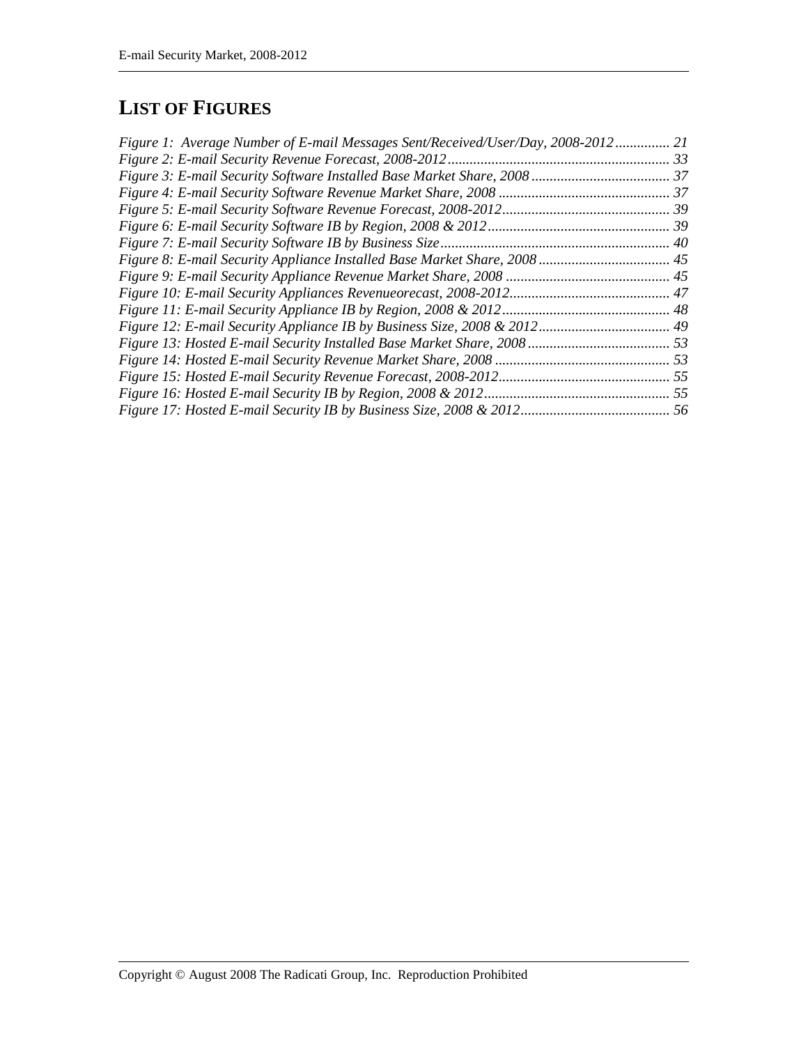# LIST OF FIGURES

*Figure 1: Average Number of E-mail Messages Sent/Received/User/Day, 2008-2012 ............... 21*
*Figure 2: E-mail Security Revenue Forecast, 2008-2012 ............................................................. 33*
*Figure 3: E-mail Security Software Installed Base Market Share, 2008 ...................................... 37*
*Figure 4: E-mail Security Software Revenue Market Share, 2008 ............................................... 37*
*Figure 5: E-mail Security Software Revenue Forecast, 2008-2012 ............................................. 39*
*Figure 6: E-mail Security Software IB by Region, 2008 & 2012 .................................................. 39*
*Figure 7: E-mail Security Software IB by Business Size .............................................................. 40*
*Figure 8: E-mail Security Appliance Installed Base Market Share, 2008 .................................... 45*
*Figure 9: E-mail Security Appliance Revenue Market Share, 2008 ............................................. 45*
*Figure 10: E-mail Security Appliances Revenueorecast, 2008-2012 ............................................ 47*
*Figure 11: E-mail Security Appliance IB by Region, 2008 & 2012 .............................................. 48*
*Figure 12: E-mail Security Appliance IB by Business Size, 2008 & 2012 .................................... 49*
*Figure 13: Hosted E-mail Security Installed Base Market Share, 2008 ....................................... 53*
*Figure 14: Hosted E-mail Security Revenue Market Share, 2008 ................................................ 53*
*Figure 15: Hosted E-mail Security Revenue Forecast, 2008-2012 ............................................... 55*
*Figure 16: Hosted E-mail Security IB by Region, 2008 & 2012 ................................................... 55*
*Figure 17: Hosted E-mail Security IB by Business Size, 2008 & 2012 ......................................... 56*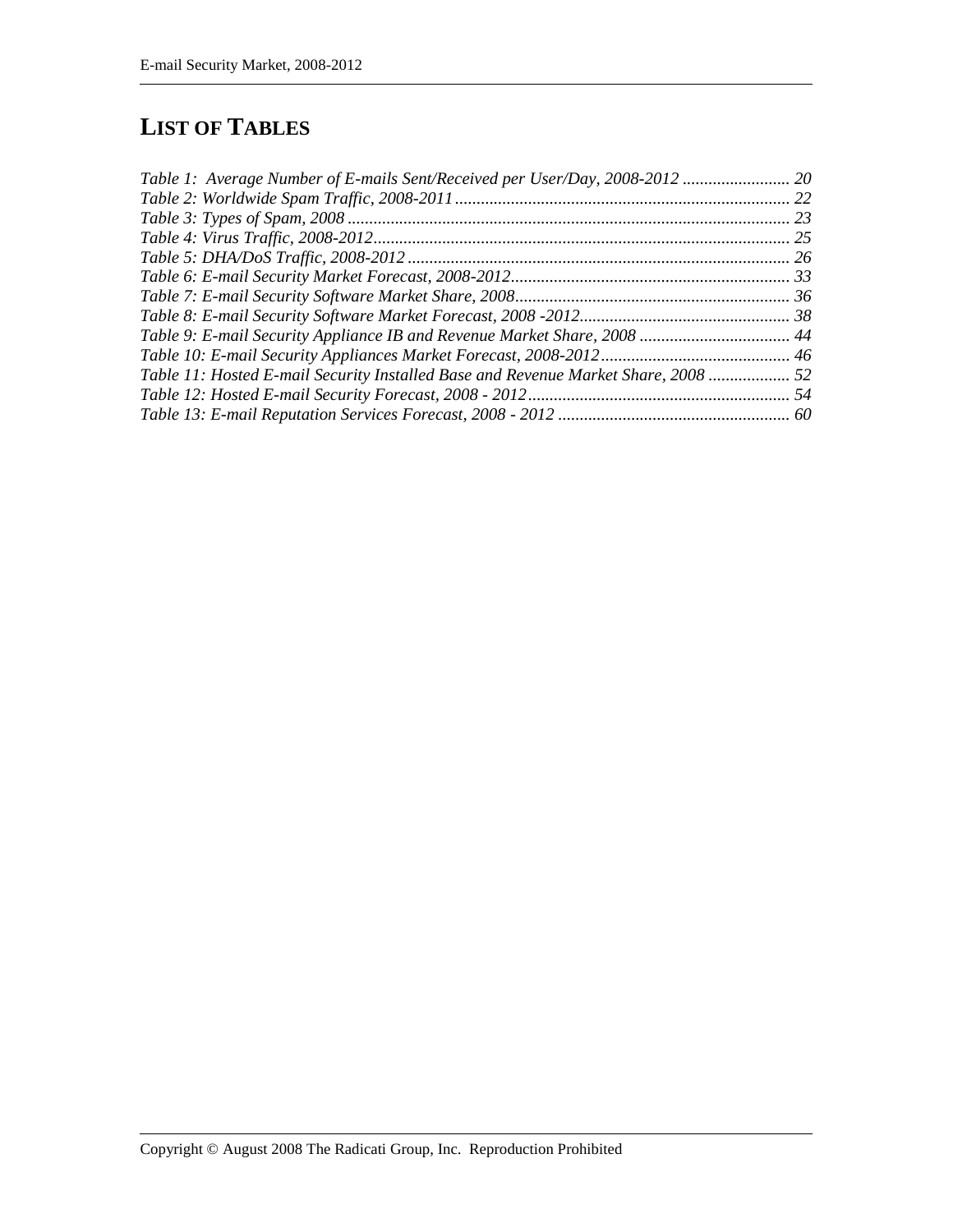## LIST OF TABLES

*Table 1: Average Number of E-mails Sent/Received per User/Day, 2008-2012 ......................... 20*
*Table 2: Worldwide Spam Traffic, 2008-2011 ............................................................................. 22*
*Table 3: Types of Spam, 2008 ...................................................................................................... 23*
*Table 4: Virus Traffic, 2008-2012................................................................................................ 25*
*Table 5: DHA/DoS Traffic, 2008-2012 ........................................................................................ 26*
*Table 6: E-mail Security Market Forecast, 2008-2012................................................................ 33*
*Table 7: E-mail Security Software Market Share, 2008............................................................... 36*
*Table 8: E-mail Security Software Market Forecast, 2008 -2012................................................ 38*
*Table 9: E-mail Security Appliance IB and Revenue Market Share, 2008 ................................... 44*
*Table 10: E-mail Security Appliances Market Forecast, 2008-2012........................................... 46*
*Table 11: Hosted E-mail Security Installed Base and Revenue Market Share, 2008 ................... 52*
*Table 12: Hosted E-mail Security Forecast, 2008 - 2012............................................................ 54*
*Table 13: E-mail Reputation Services Forecast, 2008 - 2012 ..................................................... 60*